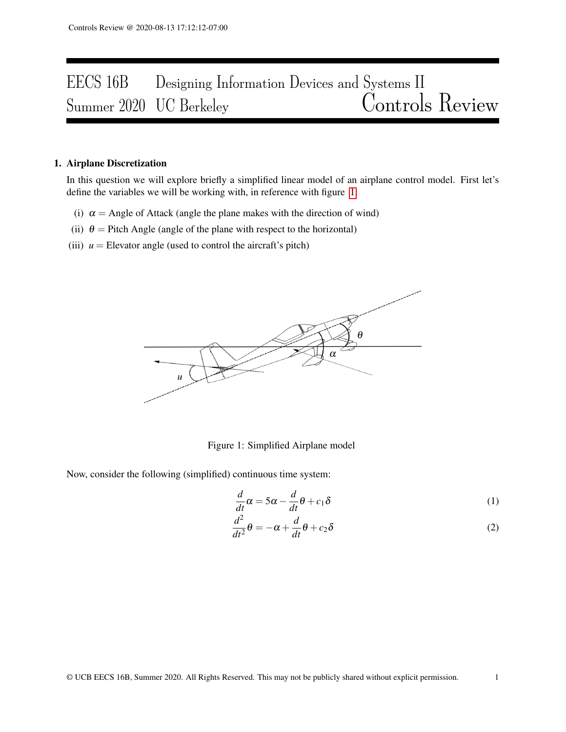# EECS 16B Designing Information Devices and Systems II
## Summer 2020 UC Berkeley Controls Review

### 1. Airplane Discretization

In this question we will explore briefly a simplified linear model of an airplane control model. First let's define the variables we will be working with, in reference with figure 1:

(i) $\alpha$ = Angle of Attack (angle the plane makes with the direction of wind)

(ii) $\theta$ = Pitch Angle (angle of the plane with respect to the horizontal)

(iii) $u$ = Elevator angle (used to control the aircraft's pitch)

Figure 1: Simplified Airplane model

Now, consider the following (simplified) continuous time system:

$$\frac{d}{dt}\alpha = 5\alpha - \frac{d}{dt}\theta + c_1\delta \tag{1}$$

$$\frac{d^2}{dt^2}\theta = -\alpha + \frac{d}{dt}\theta + c_2\delta \tag{2}$$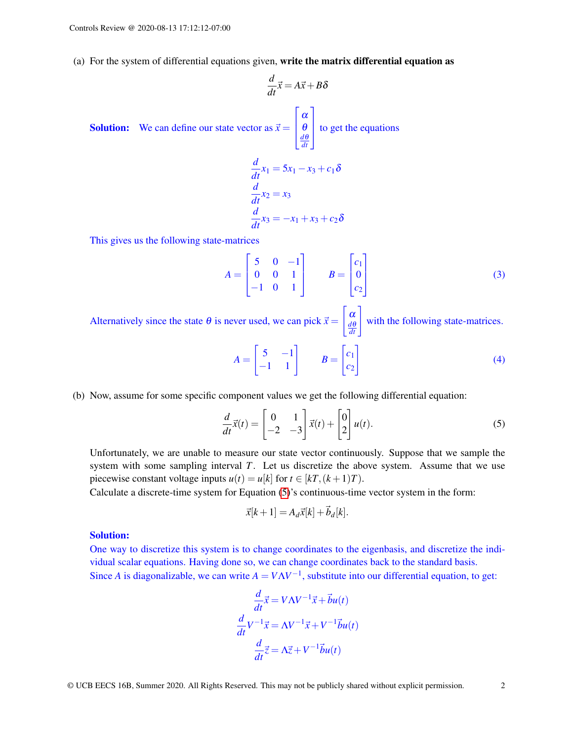(a) For the system of differential equations given, **write the matrix differential equation as**

$$\frac{d}{dt}\vec{x} = A\vec{x} + B\delta$$

**Solution:** We can define our state vector as $\vec{x} = \begin{bmatrix} \alpha \\ \theta \\ \frac{d\theta}{dt} \end{bmatrix}$ to get the equations

$$\frac{d}{dt}x_1 = 5x_1 - x_3 + c_1\delta$$
$$\frac{d}{dt}x_2 = x_3$$
$$\frac{d}{dt}x_3 = -x_1 + x_3 + c_2\delta$$

This gives us the following state-matrices

$$A = \begin{bmatrix} 5 & 0 & -1 \\ 0 & 0 & 1 \\ -1 & 0 & 1 \end{bmatrix} \qquad B = \begin{bmatrix} c_1 \\ 0 \\ c_2 \end{bmatrix} \tag{3}$$

Alternatively since the state $\theta$ is never used, we can pick $\vec{x} = \begin{bmatrix} \alpha \\ \frac{d\theta}{dt} \end{bmatrix}$ with the following state-matrices.

$$A = \begin{bmatrix} 5 & -1 \\ -1 & 1 \end{bmatrix} \qquad B = \begin{bmatrix} c_1 \\ c_2 \end{bmatrix} \tag{4}$$

(b) Now, assume for some specific component values we get the following differential equation:

$$\frac{d}{dt}\vec{x}(t) = \begin{bmatrix} 0 & 1 \\ -2 & -3 \end{bmatrix}\vec{x}(t) + \begin{bmatrix} 0 \\ 2 \end{bmatrix}u(t). \tag{5}$$

Unfortunately, we are unable to measure our state vector continuously. Suppose that we sample the system with some sampling interval $T$. Let us discretize the above system. Assume that we use piecewise constant voltage inputs $u(t) = u[k]$ for $t \in [kT, (k+1)T)$.

Calculate a discrete-time system for Equation (5)'s continuous-time vector system in the form:

$$\vec{x}[k+1] = A_d\vec{x}[k] + \vec{b}_d[k].$$

**Solution:**

One way to discretize this system is to change coordinates to the eigenbasis, and discretize the individual scalar equations. Having done so, we can change coordinates back to the standard basis.

Since $A$ is diagonalizable, we can write $A = V\Lambda V^{-1}$, substitute into our differential equation, to get:

$$\frac{d}{dt}\vec{x} = V\Lambda V^{-1}\vec{x} + \vec{b}u(t)$$
$$\frac{d}{dt}V^{-1}\vec{x} = \Lambda V^{-1}\vec{x} + V^{-1}\vec{b}u(t)$$
$$\frac{d}{dt}\vec{z} = \Lambda\vec{z} + V^{-1}\vec{b}u(t)$$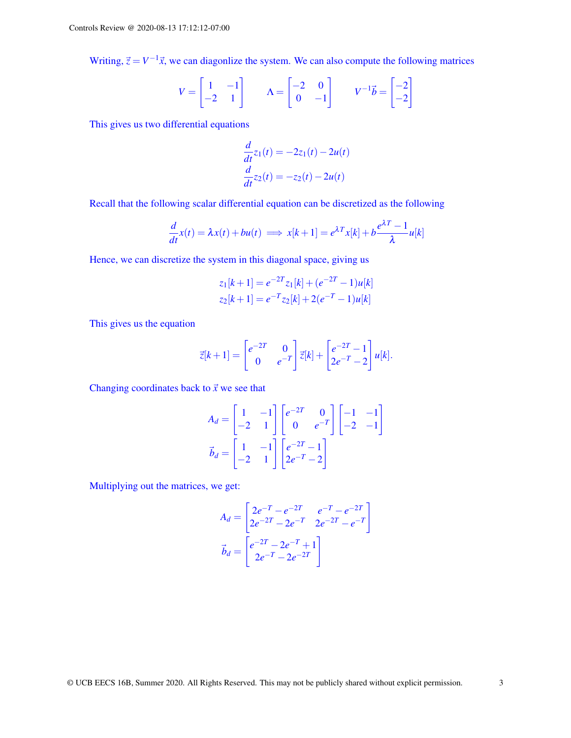Writing, $\vec{z} = V^{-1}\vec{x}$, we can diagonlize the system. We can also compute the following matrices

$$V = \begin{bmatrix} 1 & -1 \\ -2 & 1 \end{bmatrix} \qquad \Lambda = \begin{bmatrix} -2 & 0 \\ 0 & -1 \end{bmatrix} \qquad V^{-1}\vec{b} = \begin{bmatrix} -2 \\ -2 \end{bmatrix}$$

This gives us two differential equations

$$\frac{d}{dt}z_1(t) = -2z_1(t) - 2u(t)$$
$$\frac{d}{dt}z_2(t) = -z_2(t) - 2u(t)$$

Recall that the following scalar differential equation can be discretized as the following

$$\frac{d}{dt}x(t) = \lambda x(t) + bu(t) \implies x[k+1] = e^{\lambda T}x[k] + b\frac{e^{\lambda T} - 1}{\lambda}u[k]$$

Hence, we can discretize the system in this diagonal space, giving us

$$z_1[k+1] = e^{-2T}z_1[k] + (e^{-2T} - 1)u[k]$$
$$z_2[k+1] = e^{-T}z_2[k] + 2(e^{-T} - 1)u[k]$$

This gives us the equation

$$\vec{z}[k+1] = \begin{bmatrix} e^{-2T} & 0 \\ 0 & e^{-T} \end{bmatrix}\vec{z}[k] + \begin{bmatrix} e^{-2T} - 1 \\ 2e^{-T} - 2 \end{bmatrix}u[k].$$

Changing coordinates back to $\vec{x}$ we see that

$$A_d = \begin{bmatrix} 1 & -1 \\ -2 & 1 \end{bmatrix}\begin{bmatrix} e^{-2T} & 0 \\ 0 & e^{-T} \end{bmatrix}\begin{bmatrix} -1 & -1 \\ -2 & -1 \end{bmatrix}$$
$$\vec{b}_d = \begin{bmatrix} 1 & -1 \\ -2 & 1 \end{bmatrix}\begin{bmatrix} e^{-2T} - 1 \\ 2e^{-T} - 2 \end{bmatrix}$$

Multiplying out the matrices, we get:

$$A_d = \begin{bmatrix} 2e^{-T} - e^{-2T} & e^{-T} - e^{-2T} \\ 2e^{-2T} - 2e^{-T} & 2e^{-2T} - e^{-T} \end{bmatrix}$$
$$\vec{b}_d = \begin{bmatrix} e^{-2T} - 2e^{-T} + 1 \\ 2e^{-T} - 2e^{-2T} \end{bmatrix}$$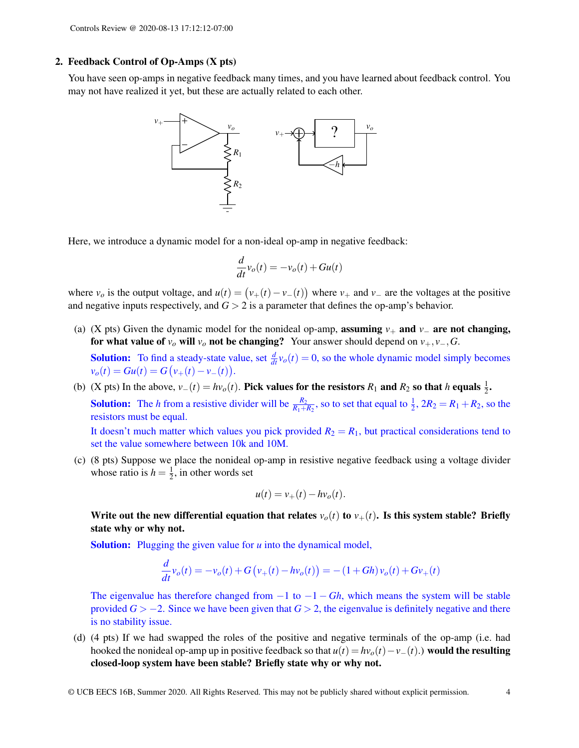## 2. Feedback Control of Op-Amps (X pts)

You have seen op-amps in negative feedback many times, and you have learned about feedback control. You may not have realized it yet, but these are actually related to each other.

Here, we introduce a dynamic model for a non-ideal op-amp in negative feedback:

$$\frac{d}{dt}v_o(t) = -v_o(t) + Gu(t)$$

where $v_o$ is the output voltage, and $u(t) = \big(v_+(t) - v_-(t)\big)$ where $v_+$ and $v_-$ are the voltages at the positive and negative inputs respectively, and $G > 2$ is a parameter that defines the op-amp's behavior.

(a) (X pts) Given the dynamic model for the nonideal op-amp, **assuming $v_+$ and $v_-$ are not changing, for what value of $v_o$ will $v_o$ not be changing?** Your answer should depend on $v_+, v_-, G$.

**Solution:** To find a steady-state value, set $\frac{d}{dt}v_o(t) = 0$, so the whole dynamic model simply becomes $v_o(t) = Gu(t) = G\big(v_+(t) - v_-(t)\big)$.

(b) (X pts) In the above, $v_-(t) = hv_o(t)$. **Pick values for the resistors $R_1$ and $R_2$ so that $h$ equals $\frac{1}{2}$.**

**Solution:** The $h$ from a resistive divider will be $\frac{R_2}{R_1+R_2}$, so to set that equal to $\frac{1}{2}$, $2R_2 = R_1 + R_2$, so the resistors must be equal.

It doesn't much matter which values you pick provided $R_2 = R_1$, but practical considerations tend to set the value somewhere between 10k and 10M.

(c) (8 pts) Suppose we place the nonideal op-amp in resistive negative feedback using a voltage divider whose ratio is $h = \frac{1}{2}$, in other words set

$$u(t) = v_+(t) - hv_o(t).$$

**Write out the new differential equation that relates $v_o(t)$ to $v_+(t)$. Is this system stable? Briefly state why or why not.**

**Solution:** Plugging the given value for $u$ into the dynamical model,

$$\frac{d}{dt}v_o(t) = -v_o(t) + G\big(v_+(t) - hv_o(t)\big) = -(1+Gh)\,v_o(t) + Gv_+(t)$$

The eigenvalue has therefore changed from $-1$ to $-1-Gh$, which means the system will be stable provided $G > -2$. Since we have been given that $G > 2$, the eigenvalue is definitely negative and there is no stability issue.

(d) (4 pts) If we had swapped the roles of the positive and negative terminals of the op-amp (i.e. had hooked the nonideal op-amp up in positive feedback so that $u(t) = hv_o(t) - v_-(t)$.) **would the resulting closed-loop system have been stable? Briefly state why or why not.**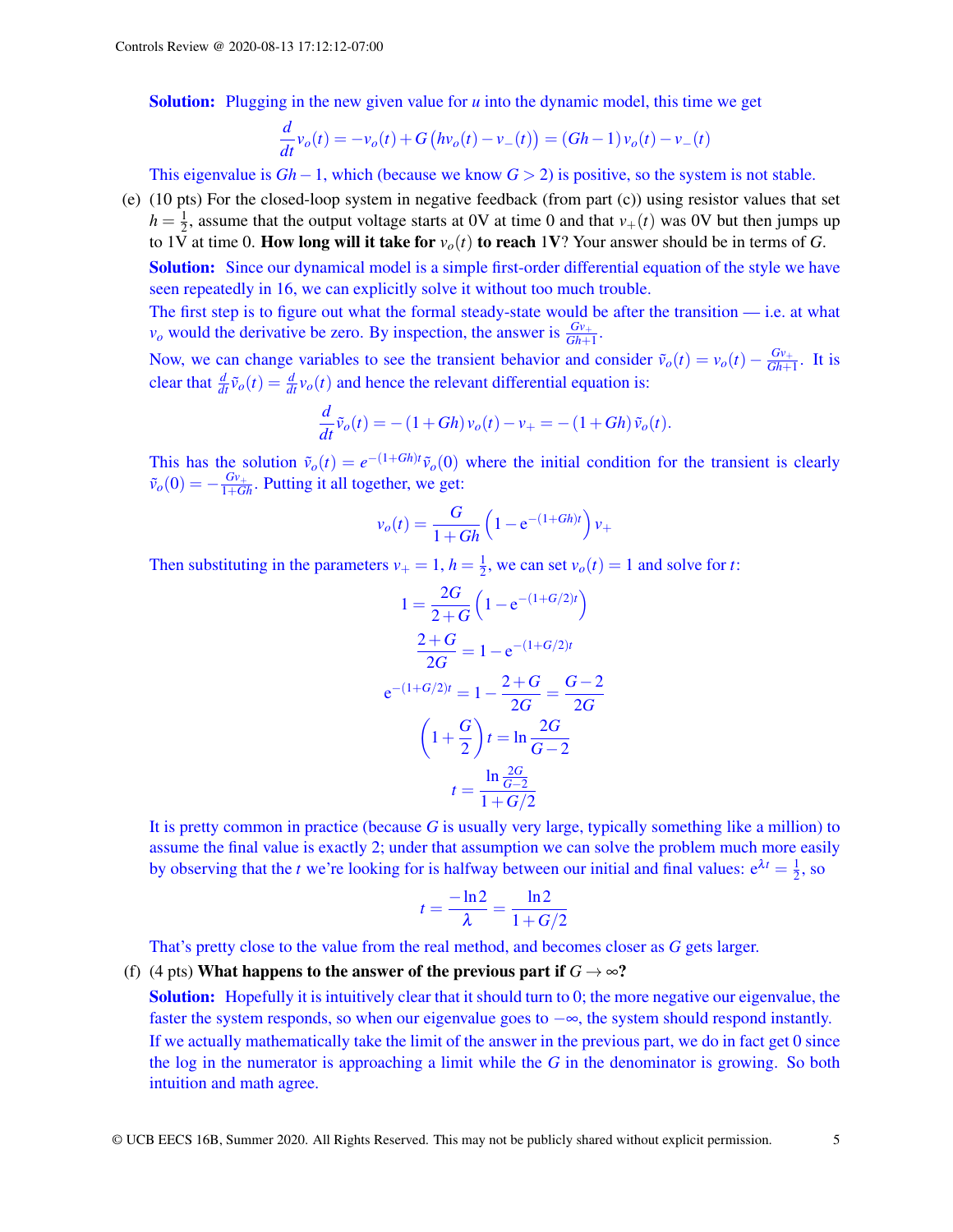**Solution:** Plugging in the new given value for $u$ into the dynamic model, this time we get

$$\frac{d}{dt}v_o(t) = -v_o(t) + G\left(hv_o(t) - v_-(t)\right) = (Gh-1)\,v_o(t) - v_-(t)$$

This eigenvalue is $Gh-1$, which (because we know $G > 2$) is positive, so the system is not stable.

(e) (10 pts) For the closed-loop system in negative feedback (from part (c)) using resistor values that set $h = \frac{1}{2}$, assume that the output voltage starts at 0V at time 0 and that $v_+(t)$ was 0V but then jumps up to 1V at time 0. **How long will it take for $v_o(t)$ to reach 1V?** Your answer should be in terms of $G$.

**Solution:** Since our dynamical model is a simple first-order differential equation of the style we have seen repeatedly in 16, we can explicitly solve it without too much trouble.

The first step is to figure out what the formal steady-state would be after the transition — i.e. at what $v_o$ would the derivative be zero. By inspection, the answer is $\frac{Gv_+}{Gh+1}$.

Now, we can change variables to see the transient behavior and consider $\tilde{v}_o(t) = v_o(t) - \frac{Gv_+}{Gh+1}$. It is clear that $\frac{d}{dt}\tilde{v}_o(t) = \frac{d}{dt}v_o(t)$ and hence the relevant differential equation is:

$$\frac{d}{dt}\tilde{v}_o(t) = -\left(1+Gh\right)v_o(t) - v_+ = -\left(1+Gh\right)\tilde{v}_o(t).$$

This has the solution $\tilde{v}_o(t) = e^{-(1+Gh)t}\tilde{v}_o(0)$ where the initial condition for the transient is clearly $\tilde{v}_o(0) = -\frac{Gv_+}{1+Gh}$. Putting it all together, we get:

$$v_o(t) = \frac{G}{1+Gh}\left(1 - \mathrm{e}^{-(1+Gh)t}\right)v_+$$

Then substituting in the parameters $v_+ = 1$, $h = \frac{1}{2}$, we can set $v_o(t) = 1$ and solve for $t$:

$$1 = \frac{2G}{2+G}\left(1 - \mathrm{e}^{-(1+G/2)t}\right)$$

$$\frac{2+G}{2G} = 1 - \mathrm{e}^{-(1+G/2)t}$$

$$\mathrm{e}^{-(1+G/2)t} = 1 - \frac{2+G}{2G} = \frac{G-2}{2G}$$

$$\left(1 + \frac{G}{2}\right)t = \ln\frac{2G}{G-2}$$

$$t = \frac{\ln\frac{2G}{G-2}}{1+G/2}$$

It is pretty common in practice (because $G$ is usually very large, typically something like a million) to assume the final value is exactly 2; under that assumption we can solve the problem much more easily by observing that the $t$ we're looking for is halfway between our initial and final values: $\mathrm{e}^{\lambda t} = \frac{1}{2}$, so

$$t = \frac{-\ln 2}{\lambda} = \frac{\ln 2}{1+G/2}$$

That's pretty close to the value from the real method, and becomes closer as $G$ gets larger.

(f) (4 pts) **What happens to the answer of the previous part if $G \to \infty$?**

**Solution:** Hopefully it is intuitively clear that it should turn to 0; the more negative our eigenvalue, the faster the system responds, so when our eigenvalue goes to $-\infty$, the system should respond instantly.

If we actually mathematically take the limit of the answer in the previous part, we do in fact get 0 since the log in the numerator is approaching a limit while the $G$ in the denominator is growing. So both intuition and math agree.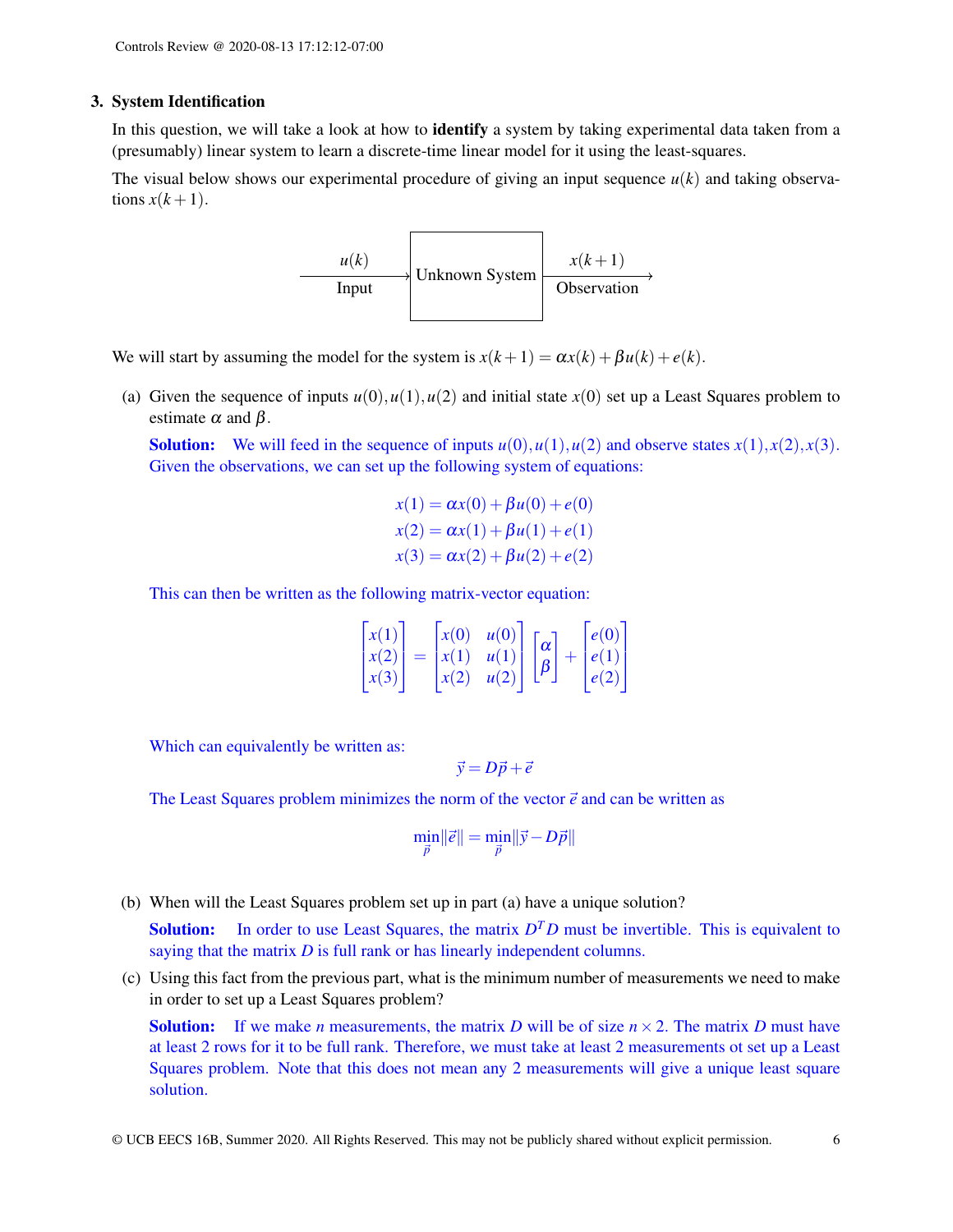## 3. System Identification

In this question, we will take a look at how to **identify** a system by taking experimental data taken from a (presumably) linear system to learn a discrete-time linear model for it using the least-squares.

The visual below shows our experimental procedure of giving an input sequence $u(k)$ and taking observations $x(k+1)$.

$$u(k) \text{ (Input)} \longrightarrow \boxed{\text{Unknown System}} \longrightarrow x(k+1) \text{ (Observation)}$$

We will start by assuming the model for the system is $x(k+1) = \alpha x(k) + \beta u(k) + e(k)$.

(a) Given the sequence of inputs $u(0), u(1), u(2)$ and initial state $x(0)$ set up a Least Squares problem to estimate $\alpha$ and $\beta$.

**Solution:** We will feed in the sequence of inputs $u(0), u(1), u(2)$ and observe states $x(1), x(2), x(3)$. Given the observations, we can set up the following system of equations:

$$x(1) = \alpha x(0) + \beta u(0) + e(0)$$
$$x(2) = \alpha x(1) + \beta u(1) + e(1)$$
$$x(3) = \alpha x(2) + \beta u(2) + e(2)$$

This can then be written as the following matrix-vector equation:

$$\begin{bmatrix} x(1) \\ x(2) \\ x(3) \end{bmatrix} = \begin{bmatrix} x(0) & u(0) \\ x(1) & u(1) \\ x(2) & u(2) \end{bmatrix} \begin{bmatrix} \alpha \\ \beta \end{bmatrix} + \begin{bmatrix} e(0) \\ e(1) \\ e(2) \end{bmatrix}$$

Which can equivalently be written as:

$$\vec{y} = D\vec{p} + \vec{e}$$

The Least Squares problem minimizes the norm of the vector $\vec{e}$ and can be written as

$$\min_{\vec{p}} \|\vec{e}\| = \min_{\vec{p}} \|\vec{y} - D\vec{p}\|$$

(b) When will the Least Squares problem set up in part (a) have a unique solution?

**Solution:** In order to use Least Squares, the matrix $D^T D$ must be invertible. This is equivalent to saying that the matrix $D$ is full rank or has linearly independent columns.

(c) Using this fact from the previous part, what is the minimum number of measurements we need to make in order to set up a Least Squares problem?

**Solution:** If we make $n$ measurements, the matrix $D$ will be of size $n \times 2$. The matrix $D$ must have at least 2 rows for it to be full rank. Therefore, we must take at least 2 measurements ot set up a Least Squares problem. Note that this does not mean any 2 measurements will give a unique least square solution.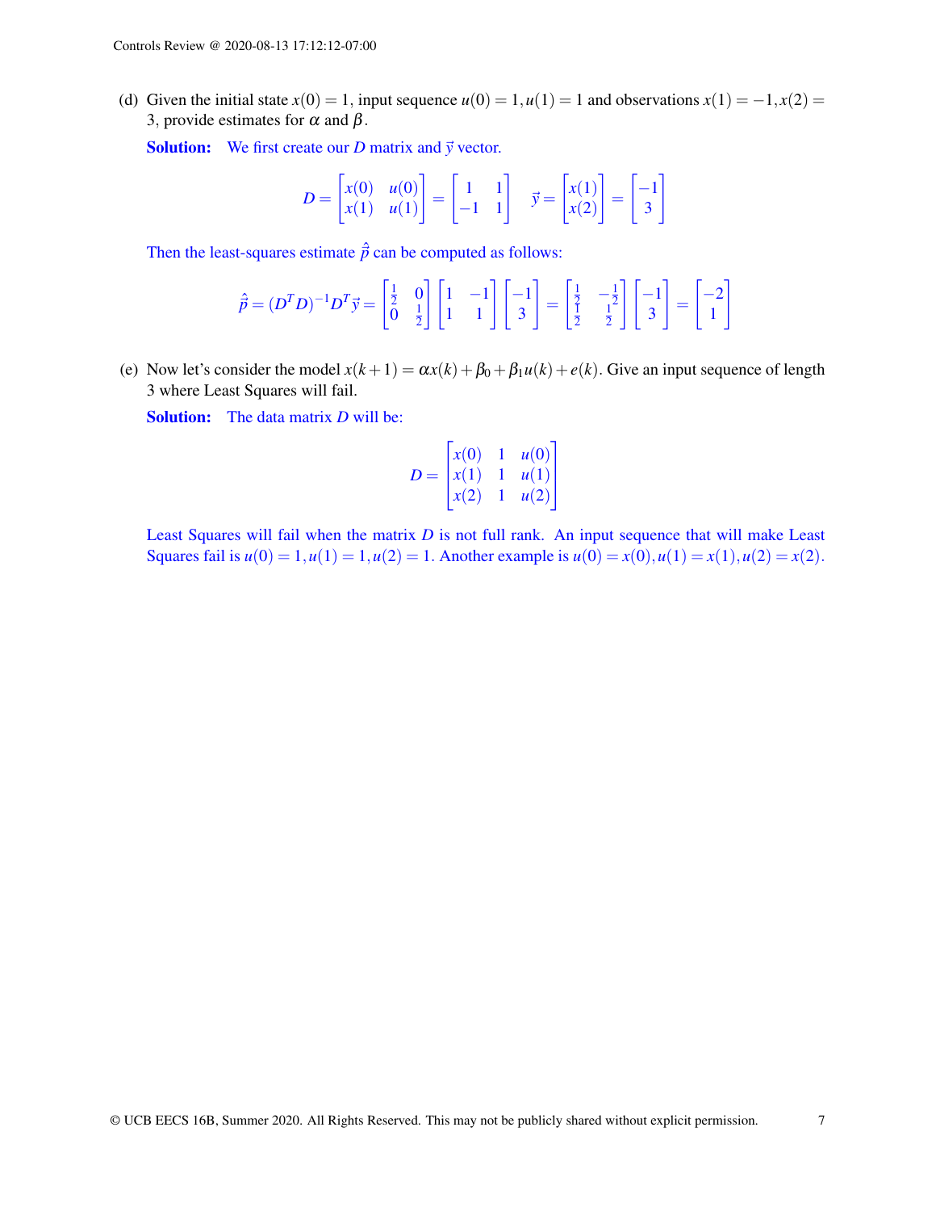(d) Given the initial state $x(0) = 1$, input sequence $u(0) = 1, u(1) = 1$ and observations $x(1) = -1, x(2) = 3$, provide estimates for $\alpha$ and $\beta$.

**Solution:** We first create our $D$ matrix and $\vec{y}$ vector.

$$D = \begin{bmatrix} x(0) & u(0) \\ x(1) & u(1) \end{bmatrix} = \begin{bmatrix} 1 & 1 \\ -1 & 1 \end{bmatrix} \quad \vec{y} = \begin{bmatrix} x(1) \\ x(2) \end{bmatrix} = \begin{bmatrix} -1 \\ 3 \end{bmatrix}$$

Then the least-squares estimate $\hat{\vec{p}}$ can be computed as follows:

$$\hat{\vec{p}} = (D^T D)^{-1} D^T \vec{y} = \begin{bmatrix} \frac{1}{2} & 0 \\ 0 & \frac{1}{2} \end{bmatrix} \begin{bmatrix} 1 & -1 \\ 1 & 1 \end{bmatrix} \begin{bmatrix} -1 \\ 3 \end{bmatrix} = \begin{bmatrix} \frac{1}{2} & -\frac{1}{2} \\ \frac{1}{2} & \frac{1}{2} \end{bmatrix} \begin{bmatrix} -1 \\ 3 \end{bmatrix} = \begin{bmatrix} -2 \\ 1 \end{bmatrix}$$

(e) Now let's consider the model $x(k+1) = \alpha x(k) + \beta_0 + \beta_1 u(k) + e(k)$. Give an input sequence of length 3 where Least Squares will fail.

**Solution:** The data matrix $D$ will be:

$$D = \begin{bmatrix} x(0) & 1 & u(0) \\ x(1) & 1 & u(1) \\ x(2) & 1 & u(2) \end{bmatrix}$$

Least Squares will fail when the matrix $D$ is not full rank. An input sequence that will make Least Squares fail is $u(0) = 1, u(1) = 1, u(2) = 1$. Another example is $u(0) = x(0), u(1) = x(1), u(2) = x(2)$.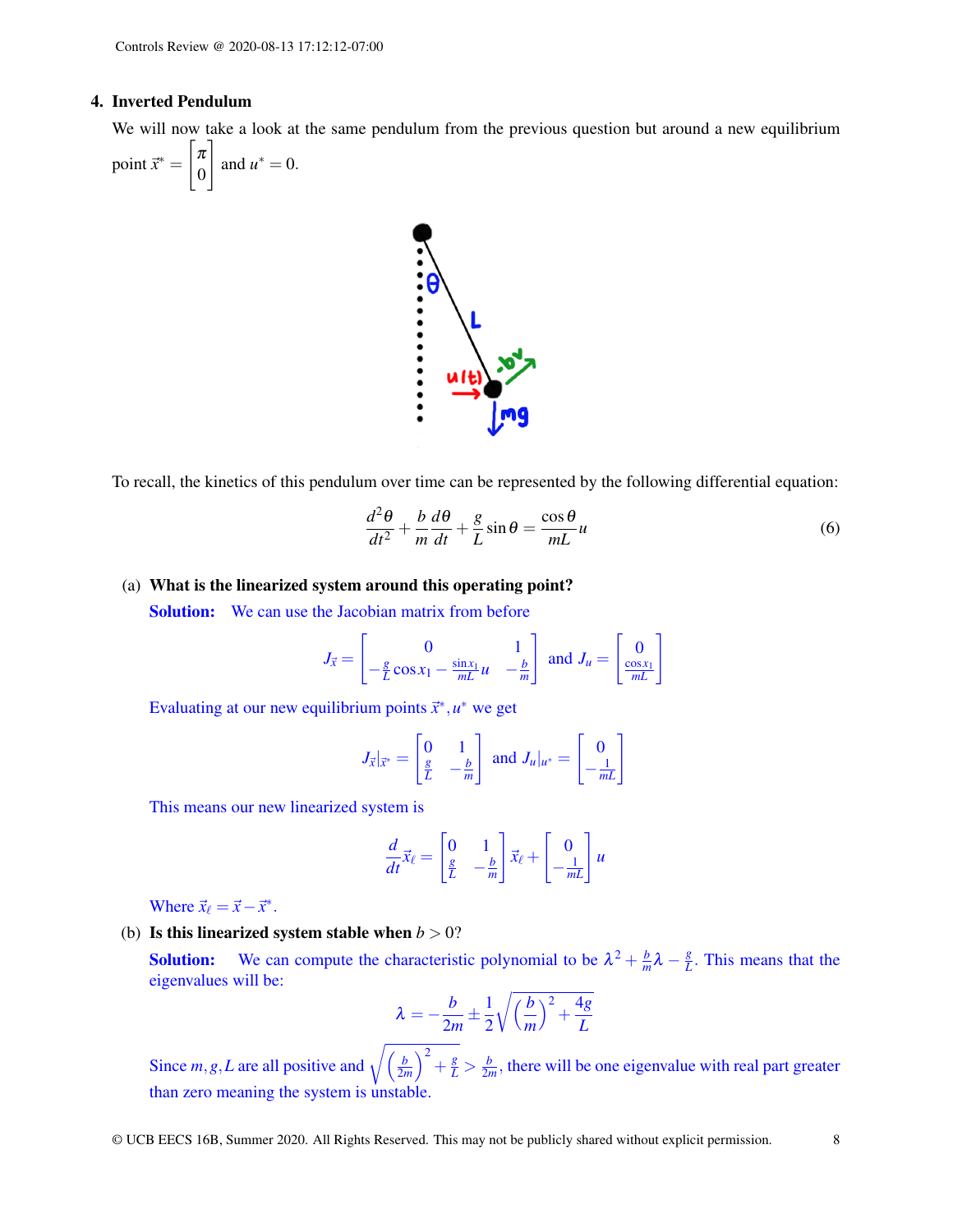## 4. Inverted Pendulum

We will now take a look at the same pendulum from the previous question but around a new equilibrium point $\vec{x}^* = \begin{bmatrix} \pi \\ 0 \end{bmatrix}$ and $u^* = 0$.

To recall, the kinetics of this pendulum over time can be represented by the following differential equation:

$$\frac{d^2\theta}{dt^2} + \frac{b}{m}\frac{d\theta}{dt} + \frac{g}{L}\sin\theta = \frac{\cos\theta}{mL}u \tag{6}$$

(a) **What is the linearized system around this operating point?**

**Solution:** We can use the Jacobian matrix from before

$$J_{\vec{x}} = \begin{bmatrix} 0 & 1 \\ -\frac{g}{L}\cos x_1 - \frac{\sin x_1}{mL}u & -\frac{b}{m} \end{bmatrix} \text{ and } J_u = \begin{bmatrix} 0 \\ \frac{\cos x_1}{mL} \end{bmatrix}$$

Evaluating at our new equilibrium points $\vec{x}^*, u^*$ we get

$$J_{\vec{x}}|_{\vec{x}^*} = \begin{bmatrix} 0 & 1 \\ \frac{g}{L} & -\frac{b}{m} \end{bmatrix} \text{ and } J_u|_{u^*} = \begin{bmatrix} 0 \\ -\frac{1}{mL} \end{bmatrix}$$

This means our new linearized system is

$$\frac{d}{dt}\vec{x}_\ell = \begin{bmatrix} 0 & 1 \\ \frac{g}{L} & -\frac{b}{m} \end{bmatrix}\vec{x}_\ell + \begin{bmatrix} 0 \\ -\frac{1}{mL} \end{bmatrix}u$$

Where $\vec{x}_\ell = \vec{x} - \vec{x}^*$.

(b) **Is this linearized system stable when $b > 0$?**

**Solution:** We can compute the characteristic polynomial to be $\lambda^2 + \frac{b}{m}\lambda - \frac{g}{L}$. This means that the eigenvalues will be:

$$\lambda = -\frac{b}{2m} \pm \frac{1}{2}\sqrt{\left(\frac{b}{m}\right)^2 + \frac{4g}{L}}$$

Since $m, g, L$ are all positive and $\sqrt{\left(\frac{b}{2m}\right)^2 + \frac{g}{L}} > \frac{b}{2m}$, there will be one eigenvalue with real part greater than zero meaning the system is unstable.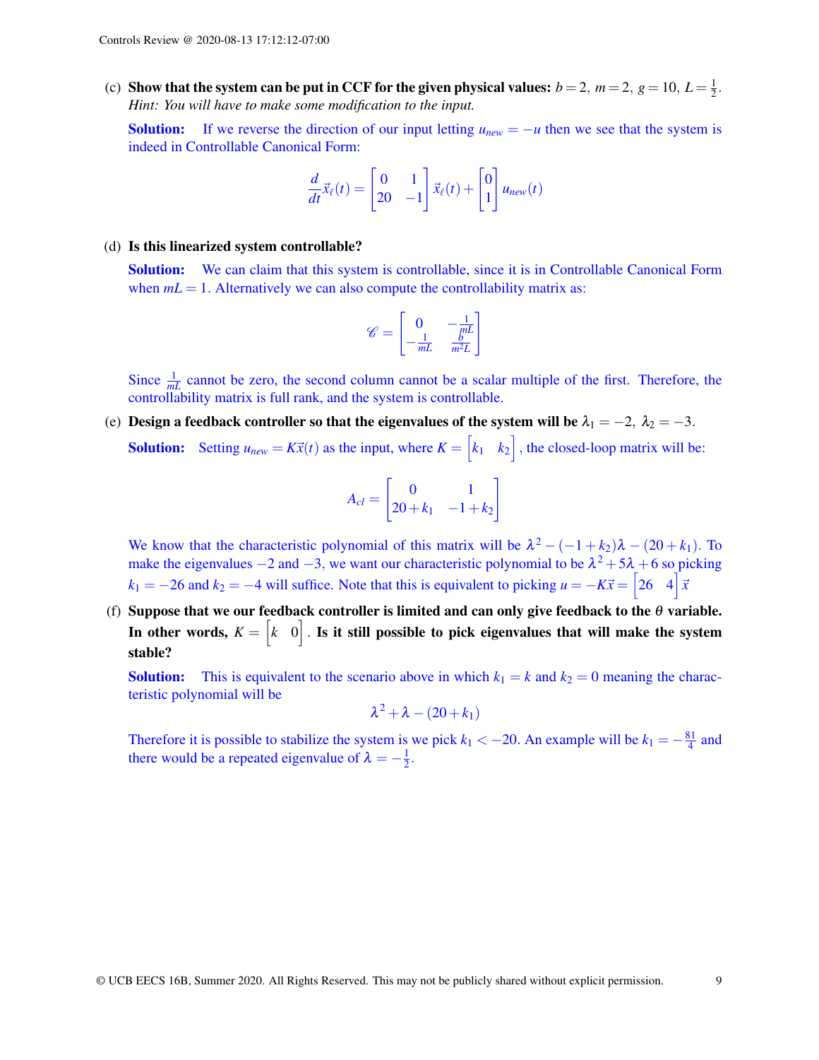(c) **Show that the system can be put in CCF for the given physical values:** $b = 2$, $m = 2$, $g = 10$, $L = \frac{1}{2}$. *Hint: You will have to make some modification to the input.*

**Solution:** If we reverse the direction of our input letting $u_{new} = -u$ then we see that the system is indeed in Controllable Canonical Form:

$$\frac{d}{dt}\vec{x}_\ell(t) = \begin{bmatrix} 0 & 1 \\ 20 & -1 \end{bmatrix} \vec{x}_\ell(t) + \begin{bmatrix} 0 \\ 1 \end{bmatrix} u_{new}(t)$$

(d) **Is this linearized system controllable?**

**Solution:** We can claim that this system is controllable, since it is in Controllable Canonical Form when $mL = 1$. Alternatively we can also compute the controllability matrix as:

$$\mathscr{C} = \begin{bmatrix} 0 & -\frac{1}{mL} \\ -\frac{1}{mL} & \frac{b}{m^2L} \end{bmatrix}$$

Since $\frac{1}{mL}$ cannot be zero, the second column cannot be a scalar multiple of the first. Therefore, the controllability matrix is full rank, and the system is controllable.

(e) **Design a feedback controller so that the eigenvalues of the system will be $\lambda_1 = -2$, $\lambda_2 = -3$.**

**Solution:** Setting $u_{new} = K\vec{x}(t)$ as the input, where $K = \begin{bmatrix} k_1 & k_2 \end{bmatrix}$, the closed-loop matrix will be:

$$A_{cl} = \begin{bmatrix} 0 & 1 \\ 20 + k_1 & -1 + k_2 \end{bmatrix}$$

We know that the characteristic polynomial of this matrix will be $\lambda^2 - (-1 + k_2)\lambda - (20 + k_1)$. To make the eigenvalues $-2$ and $-3$, we want our characteristic polynomial to be $\lambda^2 + 5\lambda + 6$ so picking $k_1 = -26$ and $k_2 = -4$ will suffice. Note that this is equivalent to picking $u = -K\vec{x} = \begin{bmatrix} 26 & 4 \end{bmatrix} \vec{x}$

(f) **Suppose that we our feedback controller is limited and can only give feedback to the $\theta$ variable. In other words, $K = \begin{bmatrix} k & 0 \end{bmatrix}$. Is it still possible to pick eigenvalues that will make the system stable?**

**Solution:** This is equivalent to the scenario above in which $k_1 = k$ and $k_2 = 0$ meaning the characteristic polynomial will be

$$\lambda^2 + \lambda - (20 + k_1)$$

Therefore it is possible to stabilize the system is we pick $k_1 < -20$. An example will be $k_1 = -\frac{81}{4}$ and there would be a repeated eigenvalue of $\lambda = -\frac{1}{2}$.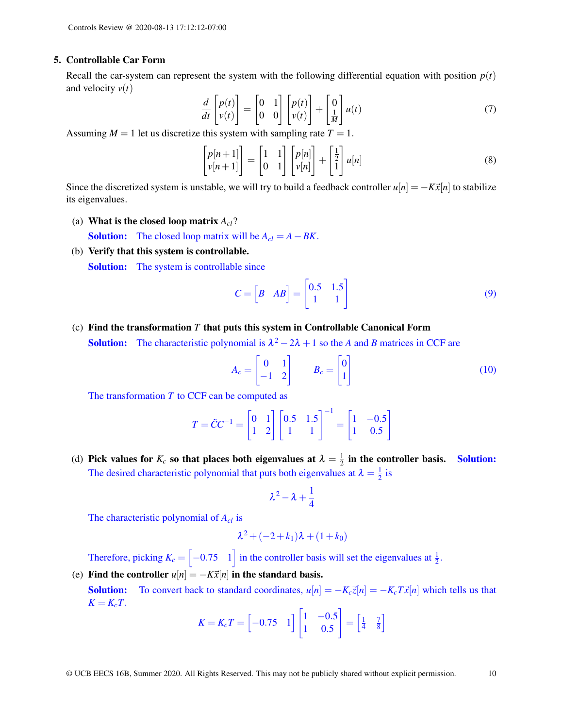## 5. Controllable Car Form

Recall the car-system can represent the system with the following differential equation with position $p(t)$ and velocity $v(t)$

$$\frac{d}{dt}\begin{bmatrix} p(t) \\ v(t) \end{bmatrix} = \begin{bmatrix} 0 & 1 \\ 0 & 0 \end{bmatrix}\begin{bmatrix} p(t) \\ v(t) \end{bmatrix} + \begin{bmatrix} 0 \\ \frac{1}{M} \end{bmatrix} u(t) \tag{7}$$

Assuming $M = 1$ let us discretize this system with sampling rate $T = 1$.

$$\begin{bmatrix} p[n+1] \\ v[n+1] \end{bmatrix} = \begin{bmatrix} 1 & 1 \\ 0 & 1 \end{bmatrix}\begin{bmatrix} p[n] \\ v[n] \end{bmatrix} + \begin{bmatrix} \frac{1}{2} \\ 1 \end{bmatrix} u[n] \tag{8}$$

Since the discretized system is unstable, we will try to build a feedback controller $u[n] = -K\vec{x}[n]$ to stabilize its eigenvalues.

(a) **What is the closed loop matrix $A_{cl}$?**

**Solution:** The closed loop matrix will be $A_{cl} = A - BK$.

(b) **Verify that this system is controllable.**

**Solution:** The system is controllable since

$$C = \begin{bmatrix} B & AB \end{bmatrix} = \begin{bmatrix} 0.5 & 1.5 \\ 1 & 1 \end{bmatrix} \tag{9}$$

(c) **Find the transformation $T$ that puts this system in Controllable Canonical Form**

**Solution:** The characteristic polynomial is $\lambda^2 - 2\lambda + 1$ so the $A$ and $B$ matrices in CCF are

$$A_c = \begin{bmatrix} 0 & 1 \\ -1 & 2 \end{bmatrix} \qquad B_c = \begin{bmatrix} 0 \\ 1 \end{bmatrix} \tag{10}$$

The transformation $T$ to CCF can be computed as

$$T = \tilde{C}C^{-1} = \begin{bmatrix} 0 & 1 \\ 1 & 2 \end{bmatrix}\begin{bmatrix} 0.5 & 1.5 \\ 1 & 1 \end{bmatrix}^{-1} = \begin{bmatrix} 1 & -0.5 \\ 1 & 0.5 \end{bmatrix}$$

(d) **Pick values for $K_c$ so that places both eigenvalues at $\lambda = \frac{1}{2}$ in the controller basis.** **Solution:** The desired characteristic polynomial that puts both eigenvalues at $\lambda = \frac{1}{2}$ is

$$\lambda^2 - \lambda + \frac{1}{4}$$

The characteristic polynomial of $A_{cl}$ is

$$\lambda^2 + (-2 + k_1)\lambda + (1 + k_0)$$

Therefore, picking $K_c = \begin{bmatrix} -0.75 & 1 \end{bmatrix}$ in the controller basis will set the eigenvalues at $\frac{1}{2}$.

(e) **Find the controller $u[n] = -K\vec{x}[n]$ in the standard basis.**

**Solution:** To convert back to standard coordinates, $u[n] = -K_c\vec{z}[n] = -K_cT\vec{x}[n]$ which tells us that $K = K_cT$.

$$K = K_cT = \begin{bmatrix} -0.75 & 1 \end{bmatrix}\begin{bmatrix} 1 & -0.5 \\ 1 & 0.5 \end{bmatrix} = \begin{bmatrix} \frac{1}{4} & \frac{7}{8} \end{bmatrix}$$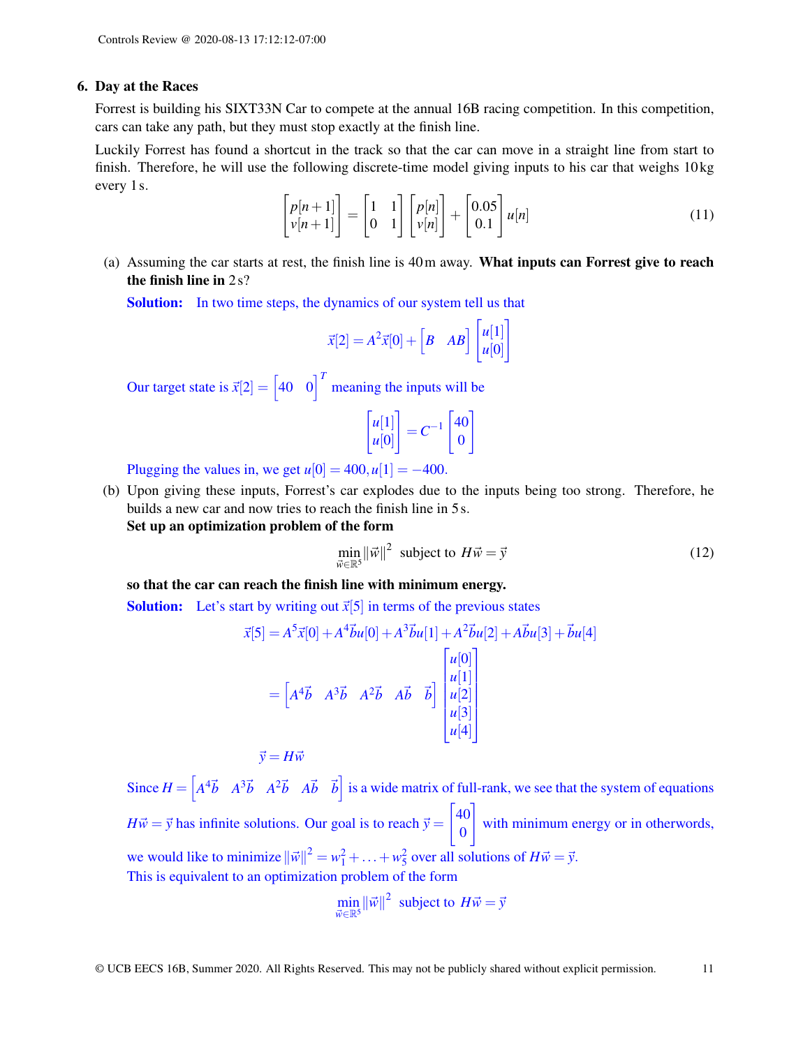## 6. Day at the Races

Forrest is building his SIXT33N Car to compete at the annual 16B racing competition. In this competition, cars can take any path, but they must stop exactly at the finish line.

Luckily Forrest has found a shortcut in the track so that the car can move in a straight line from start to finish. Therefore, he will use the following discrete-time model giving inputs to his car that weighs 10 kg every 1 s.

$$\begin{bmatrix} p[n+1] \\ v[n+1] \end{bmatrix} = \begin{bmatrix} 1 & 1 \\ 0 & 1 \end{bmatrix} \begin{bmatrix} p[n] \\ v[n] \end{bmatrix} + \begin{bmatrix} 0.05 \\ 0.1 \end{bmatrix} u[n] \tag{11}$$

(a) Assuming the car starts at rest, the finish line is 40 m away. **What inputs can Forrest give to reach the finish line in 2 s?**

**Solution:** In two time steps, the dynamics of our system tell us that

$$\vec{x}[2] = A^2\vec{x}[0] + \begin{bmatrix} B & AB \end{bmatrix} \begin{bmatrix} u[1] \\ u[0] \end{bmatrix}$$

Our target state is $\vec{x}[2] = \begin{bmatrix} 40 & 0 \end{bmatrix}^T$ meaning the inputs will be

$$\begin{bmatrix} u[1] \\ u[0] \end{bmatrix} = C^{-1} \begin{bmatrix} 40 \\ 0 \end{bmatrix}$$

Plugging the values in, we get $u[0] = 400, u[1] = -400$.

(b) Upon giving these inputs, Forrest's car explodes due to the inputs being too strong. Therefore, he builds a new car and now tries to reach the finish line in 5 s.
**Set up an optimization problem of the form**

$$\min_{\vec{w} \in \mathbb{R}^5} \|\vec{w}\|^2 \text{ subject to } H\vec{w} = \vec{y} \tag{12}$$

**so that the car can reach the finish line with minimum energy.**

**Solution:** Let's start by writing out $\vec{x}[5]$ in terms of the previous states

$$\begin{aligned}
\vec{x}[5] &= A^5\vec{x}[0] + A^4\vec{b}u[0] + A^3\vec{b}u[1] + A^2\vec{b}u[2] + A\vec{b}u[3] + \vec{b}u[4] \\
&= \begin{bmatrix} A^4\vec{b} & A^3\vec{b} & A^2\vec{b} & A\vec{b} & \vec{b} \end{bmatrix} \begin{bmatrix} u[0] \\ u[1] \\ u[2] \\ u[3] \\ u[4] \end{bmatrix} \\
\vec{y} &= H\vec{w}
\end{aligned}$$

Since $H = \begin{bmatrix} A^4\vec{b} & A^3\vec{b} & A^2\vec{b} & A\vec{b} & \vec{b} \end{bmatrix}$ is a wide matrix of full-rank, we see that the system of equations $H\vec{w} = \vec{y}$ has infinite solutions. Our goal is to reach $\vec{y} = \begin{bmatrix} 40 \\ 0 \end{bmatrix}$ with minimum energy or in otherwords, we would like to minimize $\|\vec{w}\|^2 = w_1^2 + \ldots + w_5^2$ over all solutions of $H\vec{w} = \vec{y}$.
This is equivalent to an optimization problem of the form

$$\min_{\vec{w} \in \mathbb{R}^5} \|\vec{w}\|^2 \text{ subject to } H\vec{w} = \vec{y}$$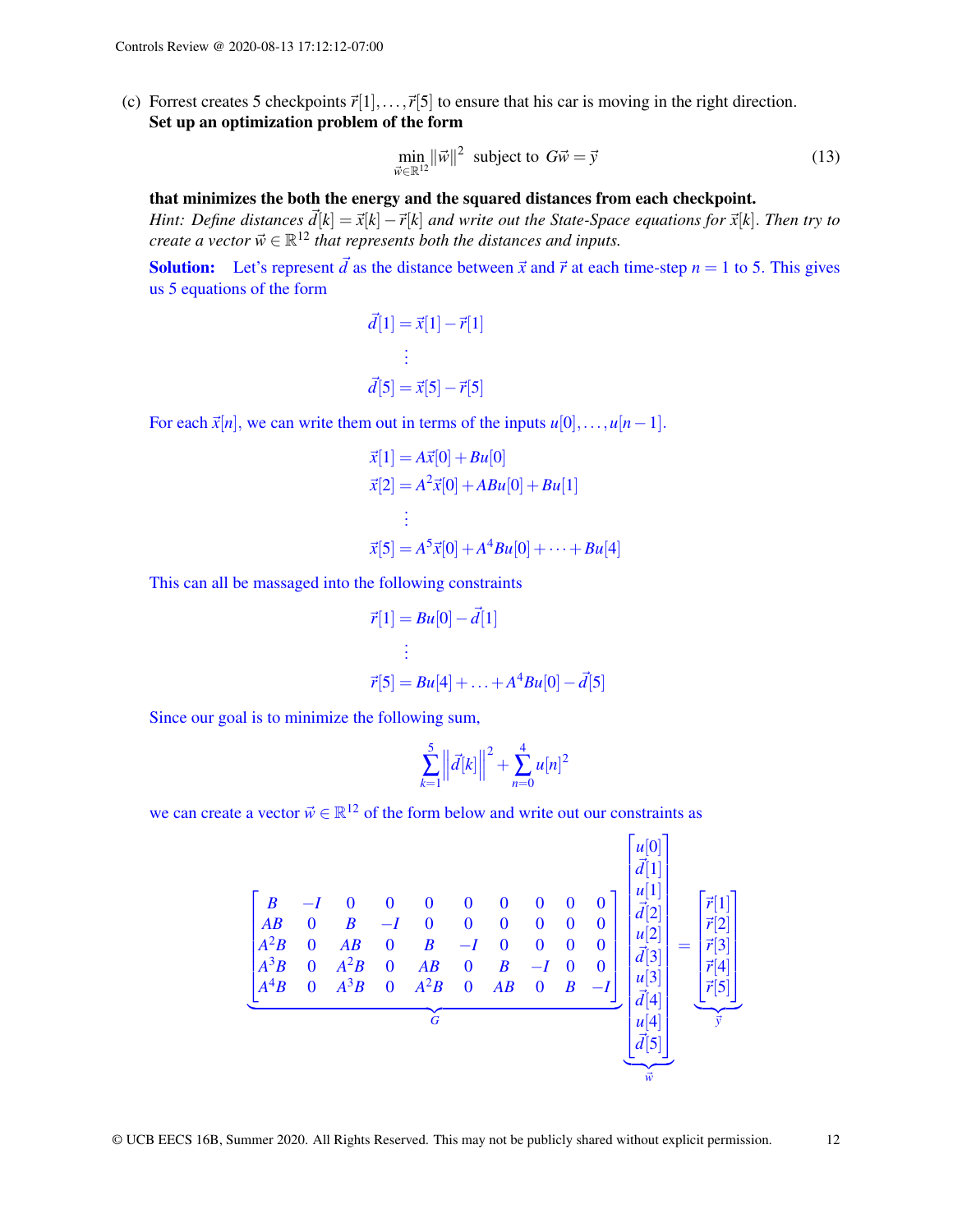(c) Forrest creates 5 checkpoints $\vec{r}[1], \ldots, \vec{r}[5]$ to ensure that his car is moving in the right direction. **Set up an optimization problem of the form**

$$\min_{\vec{w} \in \mathbb{R}^{12}} \|\vec{w}\|^2 \text{ subject to } G\vec{w} = \vec{y} \tag{13}$$

**that minimizes the both the energy and the squared distances from each checkpoint.**
*Hint: Define distances $\vec{d}[k] = \vec{x}[k] - \vec{r}[k]$ and write out the State-Space equations for $\vec{x}[k]$. Then try to create a vector $\vec{w} \in \mathbb{R}^{12}$ that represents both the distances and inputs.*

**Solution:** Let's represent $\vec{d}$ as the distance between $\vec{x}$ and $\vec{r}$ at each time-step $n = 1$ to $5$. This gives us 5 equations of the form

$$\vec{d}[1] = \vec{x}[1] - \vec{r}[1]$$
$$\vdots$$
$$\vec{d}[5] = \vec{x}[5] - \vec{r}[5]$$

For each $\vec{x}[n]$, we can write them out in terms of the inputs $u[0], \ldots, u[n-1]$.

$$\vec{x}[1] = A\vec{x}[0] + Bu[0]$$
$$\vec{x}[2] = A^2\vec{x}[0] + ABu[0] + Bu[1]$$
$$\vdots$$
$$\vec{x}[5] = A^5\vec{x}[0] + A^4Bu[0] + \cdots + Bu[4]$$

This can all be massaged into the following constraints

$$\vec{r}[1] = Bu[0] - \vec{d}[1]$$
$$\vdots$$
$$\vec{r}[5] = Bu[4] + \ldots + A^4Bu[0] - \vec{d}[5]$$

Since our goal is to minimize the following sum,

$$\sum_{k=1}^{5} \left\| \vec{d}[k] \right\|^2 + \sum_{n=0}^{4} u[n]^2$$

we can create a vector $\vec{w} \in \mathbb{R}^{12}$ of the form below and write out our constraints as

$$\underbrace{\begin{bmatrix} B & -I & 0 & 0 & 0 & 0 & 0 & 0 & 0 & 0 \\ AB & 0 & B & -I & 0 & 0 & 0 & 0 & 0 & 0 \\ A^2B & 0 & AB & 0 & B & -I & 0 & 0 & 0 & 0 \\ A^3B & 0 & A^2B & 0 & AB & 0 & B & -I & 0 & 0 \\ A^4B & 0 & A^3B & 0 & A^2B & 0 & AB & 0 & B & -I \end{bmatrix}}_{G} \underbrace{\begin{bmatrix} u[0] \\ \vec{d}[1] \\ u[1] \\ \vec{d}[2] \\ u[2] \\ \vec{d}[3] \\ u[3] \\ \vec{d}[4] \\ u[4] \\ \vec{d}[5] \end{bmatrix}}_{\vec{w}} = \underbrace{\begin{bmatrix} \vec{r}[1] \\ \vec{r}[2] \\ \vec{r}[3] \\ \vec{r}[4] \\ \vec{r}[5] \end{bmatrix}}_{\vec{y}}$$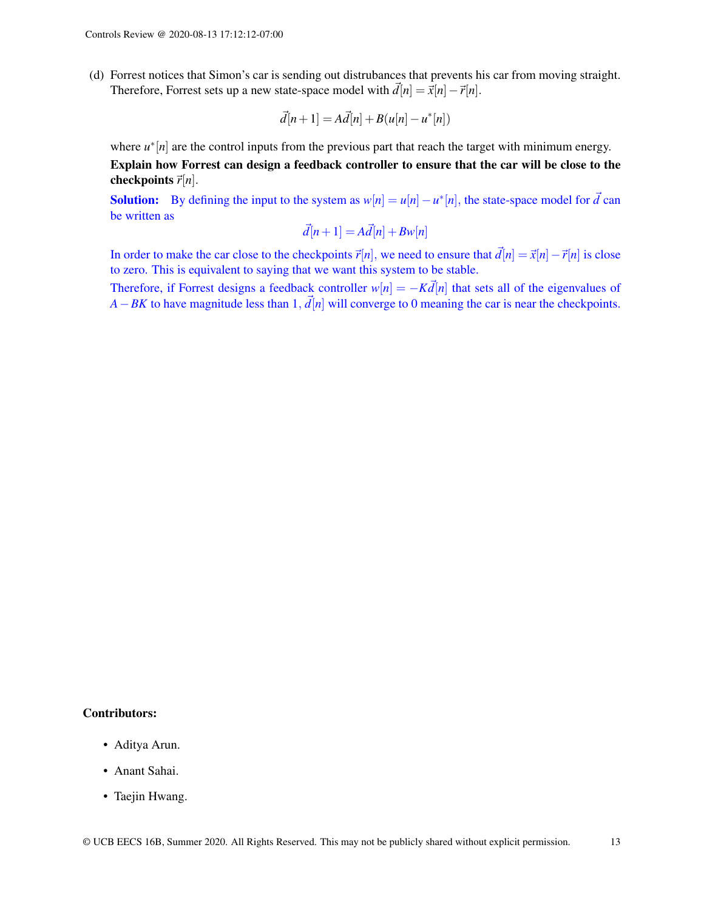(d) Forrest notices that Simon's car is sending out distrubances that prevents his car from moving straight. Therefore, Forrest sets up a new state-space model with $\vec{d}[n] = \vec{x}[n] - \vec{r}[n]$.

$$\vec{d}[n+1] = A\vec{d}[n] + B(u[n] - u^*[n])$$

where $u^*[n]$ are the control inputs from the previous part that reach the target with minimum energy. **Explain how Forrest can design a feedback controller to ensure that the car will be close to the checkpoints $\vec{r}[n]$.**

**Solution:** By defining the input to the system as $w[n] = u[n] - u^*[n]$, the state-space model for $\vec{d}$ can be written as

$$\vec{d}[n+1] = A\vec{d}[n] + Bw[n]$$

In order to make the car close to the checkpoints $\vec{r}[n]$, we need to ensure that $\vec{d}[n] = \vec{x}[n] - \vec{r}[n]$ is close to zero. This is equivalent to saying that we want this system to be stable.

Therefore, if Forrest designs a feedback controller $w[n] = -K\vec{d}[n]$ that sets all of the eigenvalues of $A - BK$ to have magnitude less than 1, $\vec{d}[n]$ will converge to 0 meaning the car is near the checkpoints.

**Contributors:**

- Aditya Arun.
- Anant Sahai.
- Taejin Hwang.